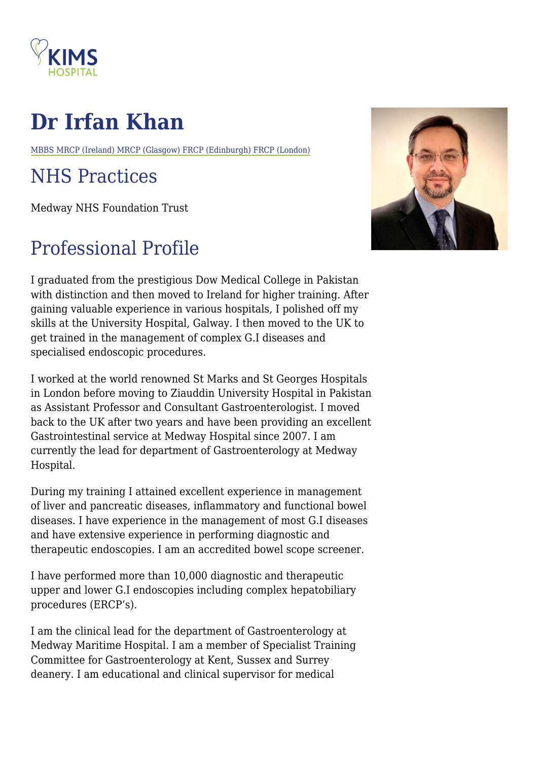# Dr Irfan Khan

MBBS MRCP (Ireland) MRCP (Glasgow) FRCP (Edinburgh) FRCP (London)

## NHS Practices

Medway NHS Foundation Trust

## Professional Profile

I graduated from the prestigious Dow Medical College in Pakistan with distinction and then moved to Ireland for higher training. After gaining valuable experience in various hospitals, I polished off my skills at the University Hospital, Galway. I then moved to the UK to get trained in the management of complex G.I diseases and specialised endoscopic procedures.

I worked at the world renowned St Marks and St Georges Hospitals in London before moving to Ziauddin University Hospital in Pakistan as Assistant Professor and Consultant Gastroenterologist. I moved back to the UK after two years and have been providing an excellent Gastrointestinal service at Medway Hospital since 2007. I am currently the lead for department of Gastroenterology at Medway Hospital.

During my training I attained excellent experience in management of liver and pancreatic diseases, inflammatory and functional bowel diseases. I have experience in the management of most G.I diseases and have extensive experience in performing diagnostic and therapeutic endoscopies. I am an accredited bowel scope screener.

I have performed more than 10,000 diagnostic and therapeutic upper and lower G.I endoscopies including complex hepatobiliary procedures (ERCP's).

I am the clinical lead for the department of Gastroenterology at Medway Maritime Hospital. I am a member of Specialist Training Committee for Gastroenterology at Kent, Sussex and Surrey deanery. I am educational and clinical supervisor for medical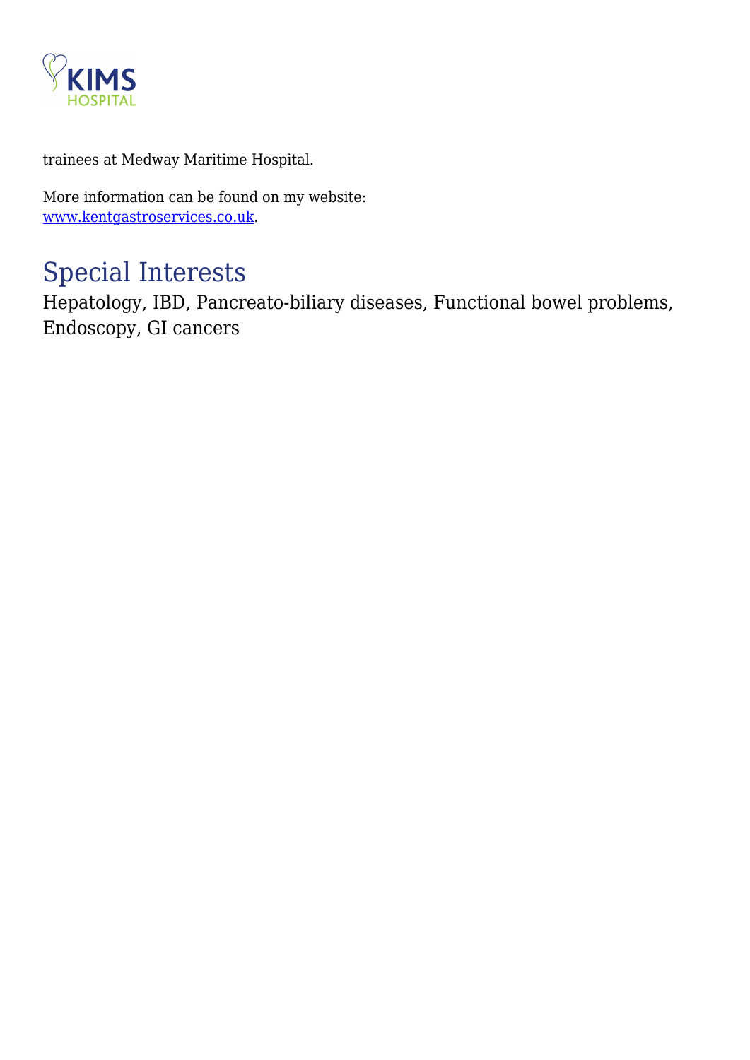trainees at Medway Maritime Hospital.

More information can be found on my website: [www.kentgastroservices.co.uk](http://www.kentgastroservices.co.uk).

## Special Interests

Hepatology, IBD, Pancreato-biliary diseases, Functional bowel problems, Endoscopy, GI cancers